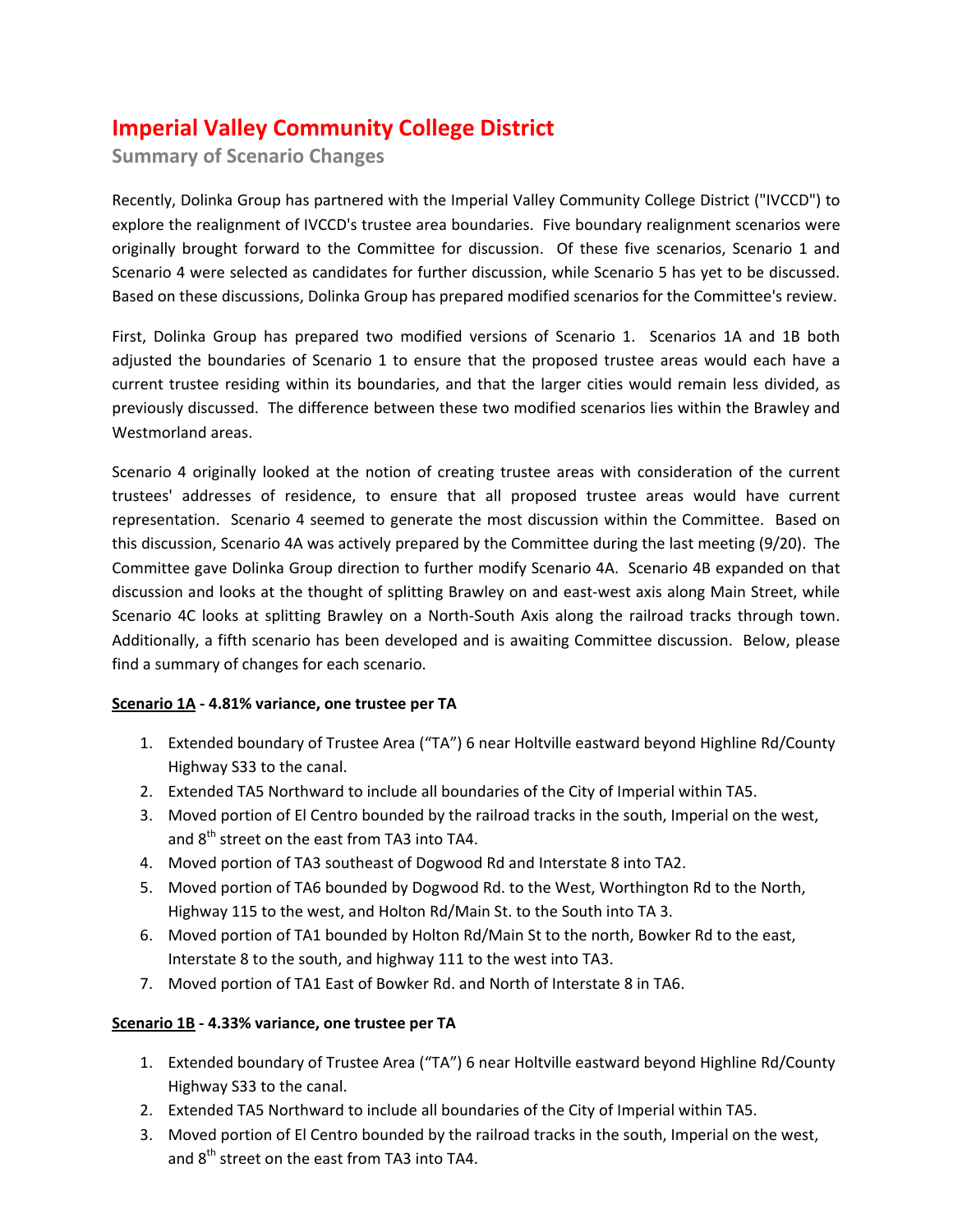# Imperial Valley Community College District

## Summary of Scenario Changes

Recently, Dolinka Group has partnered with the Imperial Valley Community College District ("IVCCD") to explore the realignment of IVCCD's trustee area boundaries. Five boundary realignment scenarios were originally brought forward to the Committee for discussion. Of these five scenarios, Scenario 1 and Scenario 4 were selected as candidates for further discussion, while Scenario 5 has yet to be discussed. Based on these discussions, Dolinka Group has prepared modified scenarios for the Committee's review.

First, Dolinka Group has prepared two modified versions of Scenario 1. Scenarios 1A and 1B both adjusted the boundaries of Scenario 1 to ensure that the proposed trustee areas would each have a current trustee residing within its boundaries, and that the larger cities would remain less divided, as previously discussed. The difference between these two modified scenarios lies within the Brawley and Westmorland areas.

Scenario 4 originally looked at the notion of creating trustee areas with consideration of the current trustees' addresses of residence, to ensure that all proposed trustee areas would have current representation. Scenario 4 seemed to generate the most discussion within the Committee. Based on this discussion, Scenario 4A was actively prepared by the Committee during the last meeting (9/20). The Committee gave Dolinka Group direction to further modify Scenario 4A. Scenario 4B expanded on that discussion and looks at the thought of splitting Brawley on and east-west axis along Main Street, while Scenario 4C looks at splitting Brawley on a North-South Axis along the railroad tracks through town. Additionally, a fifth scenario has been developed and is awaiting Committee discussion. Below, please find a summary of changes for each scenario.

**Scenario 1A - 4.81% variance, one trustee per TA**

1. Extended boundary of Trustee Area ("TA") 6 near Holtville eastward beyond Highline Rd/County Highway S33 to the canal.
2. Extended TA5 Northward to include all boundaries of the City of Imperial within TA5.
3. Moved portion of El Centro bounded by the railroad tracks in the south, Imperial on the west, and 8th street on the east from TA3 into TA4.
4. Moved portion of TA3 southeast of Dogwood Rd and Interstate 8 into TA2.
5. Moved portion of TA6 bounded by Dogwood Rd. to the West, Worthington Rd to the North, Highway 115 to the west, and Holton Rd/Main St. to the South into TA 3.
6. Moved portion of TA1 bounded by Holton Rd/Main St to the north, Bowker Rd to the east, Interstate 8 to the south, and highway 111 to the west into TA3.
7. Moved portion of TA1 East of Bowker Rd. and North of Interstate 8 in TA6.

**Scenario 1B - 4.33% variance, one trustee per TA**

1. Extended boundary of Trustee Area ("TA") 6 near Holtville eastward beyond Highline Rd/County Highway S33 to the canal.
2. Extended TA5 Northward to include all boundaries of the City of Imperial within TA5.
3. Moved portion of El Centro bounded by the railroad tracks in the south, Imperial on the west, and 8th street on the east from TA3 into TA4.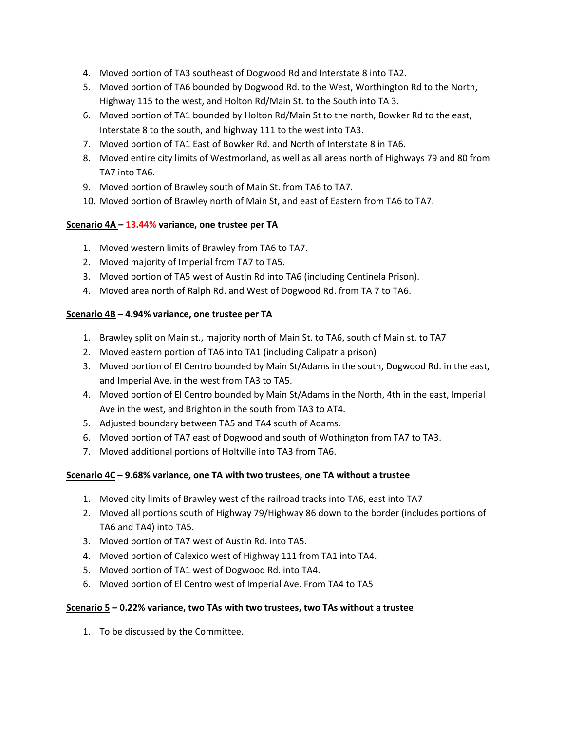4. Moved portion of TA3 southeast of Dogwood Rd and Interstate 8 into TA2.
5. Moved portion of TA6 bounded by Dogwood Rd. to the West, Worthington Rd to the North, Highway 115 to the west, and Holton Rd/Main St. to the South into TA 3.
6. Moved portion of TA1 bounded by Holton Rd/Main St to the north, Bowker Rd to the east, Interstate 8 to the south, and highway 111 to the west into TA3.
7. Moved portion of TA1 East of Bowker Rd. and North of Interstate 8 in TA6.
8. Moved entire city limits of Westmorland, as well as all areas north of Highways 79 and 80 from TA7 into TA6.
9. Moved portion of Brawley south of Main St. from TA6 to TA7.
10. Moved portion of Brawley north of Main St, and east of Eastern from TA6 to TA7.

**Scenario 4A – 13.44% variance, one trustee per TA**

1. Moved western limits of Brawley from TA6 to TA7.
2. Moved majority of Imperial from TA7 to TA5.
3. Moved portion of TA5 west of Austin Rd into TA6 (including Centinela Prison).
4. Moved area north of Ralph Rd. and West of Dogwood Rd. from TA 7 to TA6.

**Scenario 4B – 4.94% variance, one trustee per TA**

1. Brawley split on Main st., majority north of Main St. to TA6, south of Main st. to TA7
2. Moved eastern portion of TA6 into TA1 (including Calipatria prison)
3. Moved portion of El Centro bounded by Main St/Adams in the south, Dogwood Rd. in the east, and Imperial Ave. in the west from TA3 to TA5.
4. Moved portion of El Centro bounded by Main St/Adams in the North, 4th in the east, Imperial Ave in the west, and Brighton in the south from TA3 to AT4.
5. Adjusted boundary between TA5 and TA4 south of Adams.
6. Moved portion of TA7 east of Dogwood and south of Wothington from TA7 to TA3.
7. Moved additional portions of Holtville into TA3 from TA6.

**Scenario 4C – 9.68% variance, one TA with two trustees, one TA without a trustee**

1. Moved city limits of Brawley west of the railroad tracks into TA6, east into TA7
2. Moved all portions south of Highway 79/Highway 86 down to the border (includes portions of TA6 and TA4) into TA5.
3. Moved portion of TA7 west of Austin Rd. into TA5.
4. Moved portion of Calexico west of Highway 111 from TA1 into TA4.
5. Moved portion of TA1 west of Dogwood Rd. into TA4.
6. Moved portion of El Centro west of Imperial Ave. From TA4 to TA5

**Scenario 5 – 0.22% variance, two TAs with two trustees, two TAs without a trustee**

1. To be discussed by the Committee.